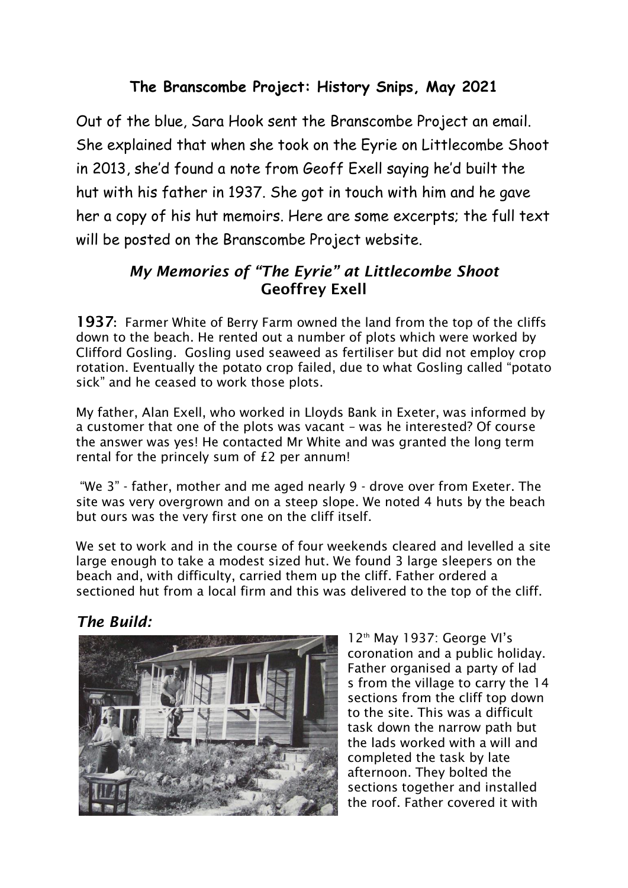## The Branscombe Project: History Snips, May 2021

Out of the blue, Sara Hook sent the Branscombe Project an email. She explained that when she took on the Eyrie on Littlecombe Shoot in 2013, she'd found a note from Geoff Exell saying he'd built the hut with his father in 1937. She got in touch with him and he gave her a copy of his hut memoirs. Here are some excerpts; the full text will be posted on the Branscombe Project website.

### *My Memories of "The Eyrie" at Littlecombe Shoot*
### Geoffrey Exell

**1937**: Farmer White of Berry Farm owned the land from the top of the cliffs down to the beach. He rented out a number of plots which were worked by Clifford Gosling. Gosling used seaweed as fertiliser but did not employ crop rotation. Eventually the potato crop failed, due to what Gosling called "potato sick" and he ceased to work those plots.

My father, Alan Exell, who worked in Lloyds Bank in Exeter, was informed by a customer that one of the plots was vacant – was he interested? Of course the answer was yes! He contacted Mr White and was granted the long term rental for the princely sum of £2 per annum!

"We 3" - father, mother and me aged nearly 9 - drove over from Exeter. The site was very overgrown and on a steep slope. We noted 4 huts by the beach but ours was the very first one on the cliff itself.

We set to work and in the course of four weekends cleared and levelled a site large enough to take a modest sized hut. We found 3 large sleepers on the beach and, with difficulty, carried them up the cliff. Father ordered a sectioned hut from a local firm and this was delivered to the top of the cliff.

### *The Build:*

12th May 1937: George VI's coronation and a public holiday. Father organised a party of lads from the village to carry the 14 sections from the cliff top down to the site. This was a difficult task down the narrow path but the lads worked with a will and completed the task by late afternoon. They bolted the sections together and installed the roof. Father covered it with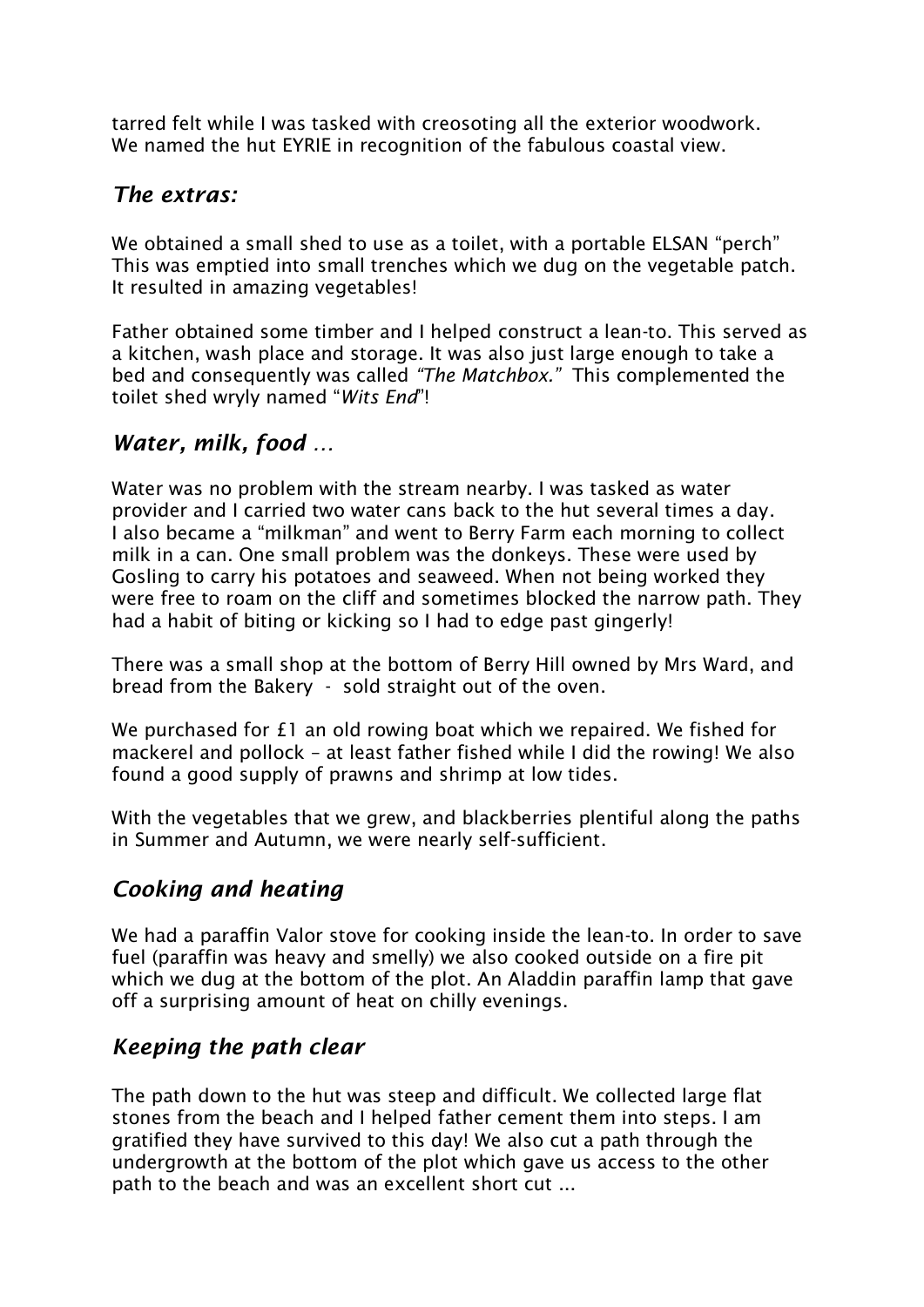tarred felt while I was tasked with creosoting all the exterior woodwork.
We named the hut EYRIE in recognition of the fabulous coastal view.

## *The extras:*

We obtained a small shed to use as a toilet, with a portable ELSAN "perch" This was emptied into small trenches which we dug on the vegetable patch. It resulted in amazing vegetables!

Father obtained some timber and I helped construct a lean-to. This served as a kitchen, wash place and storage. It was also just large enough to take a bed and consequently was called *"The Matchbox."* This complemented the toilet shed wryly named "*Wits End*"!

## *Water, milk, food …*

Water was no problem with the stream nearby. I was tasked as water provider and I carried two water cans back to the hut several times a day. I also became a "milkman" and went to Berry Farm each morning to collect milk in a can. One small problem was the donkeys. These were used by Gosling to carry his potatoes and seaweed. When not being worked they were free to roam on the cliff and sometimes blocked the narrow path. They had a habit of biting or kicking so I had to edge past gingerly!

There was a small shop at the bottom of Berry Hill owned by Mrs Ward, and bread from the Bakery - sold straight out of the oven.

We purchased for £1 an old rowing boat which we repaired. We fished for mackerel and pollock – at least father fished while I did the rowing! We also found a good supply of prawns and shrimp at low tides.

With the vegetables that we grew, and blackberries plentiful along the paths in Summer and Autumn, we were nearly self-sufficient.

## *Cooking and heating*

We had a paraffin Valor stove for cooking inside the lean-to. In order to save fuel (paraffin was heavy and smelly) we also cooked outside on a fire pit which we dug at the bottom of the plot. An Aladdin paraffin lamp that gave off a surprising amount of heat on chilly evenings.

## *Keeping the path clear*

The path down to the hut was steep and difficult. We collected large flat stones from the beach and I helped father cement them into steps. I am gratified they have survived to this day! We also cut a path through the undergrowth at the bottom of the plot which gave us access to the other path to the beach and was an excellent short cut ...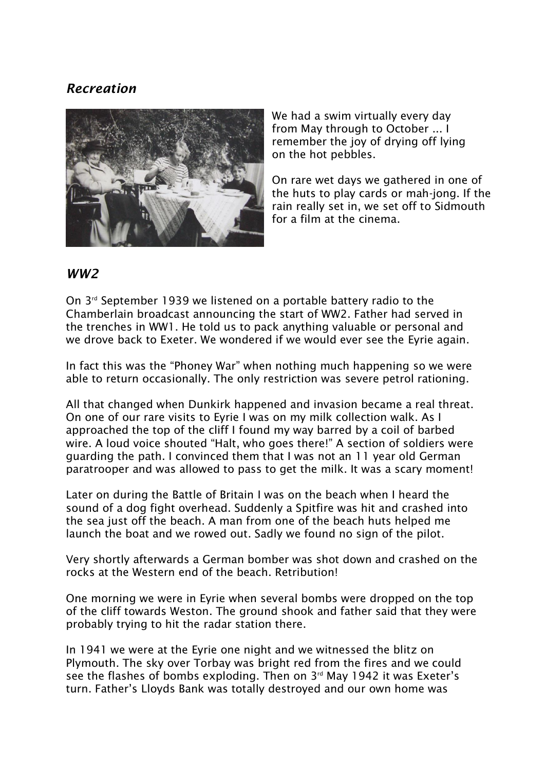## *Recreation*

We had a swim virtually every day from May through to October ... I remember the joy of drying off lying on the hot pebbles.

On rare wet days we gathered in one of the huts to play cards or mah-jong. If the rain really set in, we set off to Sidmouth for a film at the cinema.

## *WW2*

On 3rd September 1939 we listened on a portable battery radio to the Chamberlain broadcast announcing the start of WW2. Father had served in the trenches in WW1. He told us to pack anything valuable or personal and we drove back to Exeter. We wondered if we would ever see the Eyrie again.

In fact this was the "Phoney War" when nothing much happening so we were able to return occasionally. The only restriction was severe petrol rationing.

All that changed when Dunkirk happened and invasion became a real threat. On one of our rare visits to Eyrie I was on my milk collection walk. As I approached the top of the cliff I found my way barred by a coil of barbed wire. A loud voice shouted "Halt, who goes there!" A section of soldiers were guarding the path. I convinced them that I was not an 11 year old German paratrooper and was allowed to pass to get the milk. It was a scary moment!

Later on during the Battle of Britain I was on the beach when I heard the sound of a dog fight overhead. Suddenly a Spitfire was hit and crashed into the sea just off the beach. A man from one of the beach huts helped me launch the boat and we rowed out. Sadly we found no sign of the pilot.

Very shortly afterwards a German bomber was shot down and crashed on the rocks at the Western end of the beach. Retribution!

One morning we were in Eyrie when several bombs were dropped on the top of the cliff towards Weston. The ground shook and father said that they were probably trying to hit the radar station there.

In 1941 we were at the Eyrie one night and we witnessed the blitz on Plymouth. The sky over Torbay was bright red from the fires and we could see the flashes of bombs exploding. Then on 3rd May 1942 it was Exeter's turn. Father's Lloyds Bank was totally destroyed and our own home was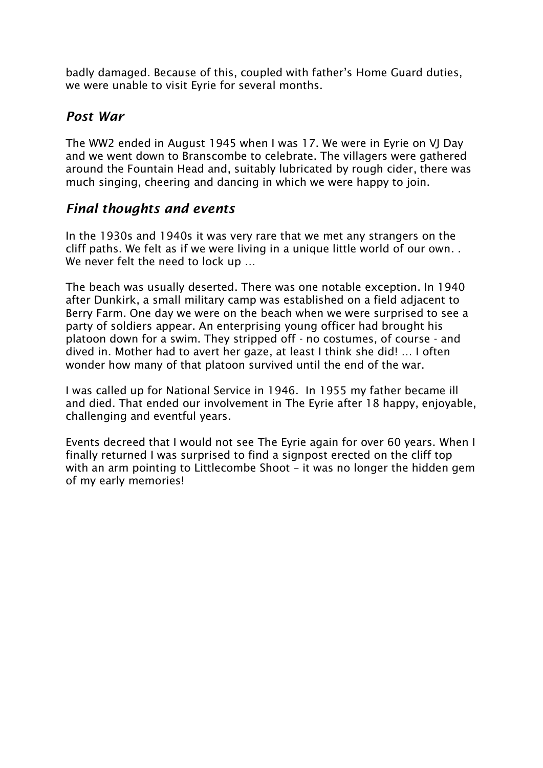badly damaged. Because of this, coupled with father's Home Guard duties, we were unable to visit Eyrie for several months.

## *Post War*

The WW2 ended in August 1945 when I was 17. We were in Eyrie on VJ Day and we went down to Branscombe to celebrate. The villagers were gathered around the Fountain Head and, suitably lubricated by rough cider, there was much singing, cheering and dancing in which we were happy to join.

## *Final thoughts and events*

In the 1930s and 1940s it was very rare that we met any strangers on the cliff paths. We felt as if we were living in a unique little world of our own. . We never felt the need to lock up …

The beach was usually deserted. There was one notable exception. In 1940 after Dunkirk, a small military camp was established on a field adjacent to Berry Farm. One day we were on the beach when we were surprised to see a party of soldiers appear. An enterprising young officer had brought his platoon down for a swim. They stripped off - no costumes, of course - and dived in. Mother had to avert her gaze, at least I think she did! … I often wonder how many of that platoon survived until the end of the war.

I was called up for National Service in 1946. In 1955 my father became ill and died. That ended our involvement in The Eyrie after 18 happy, enjoyable, challenging and eventful years.

Events decreed that I would not see The Eyrie again for over 60 years. When I finally returned I was surprised to find a signpost erected on the cliff top with an arm pointing to Littlecombe Shoot – it was no longer the hidden gem of my early memories!